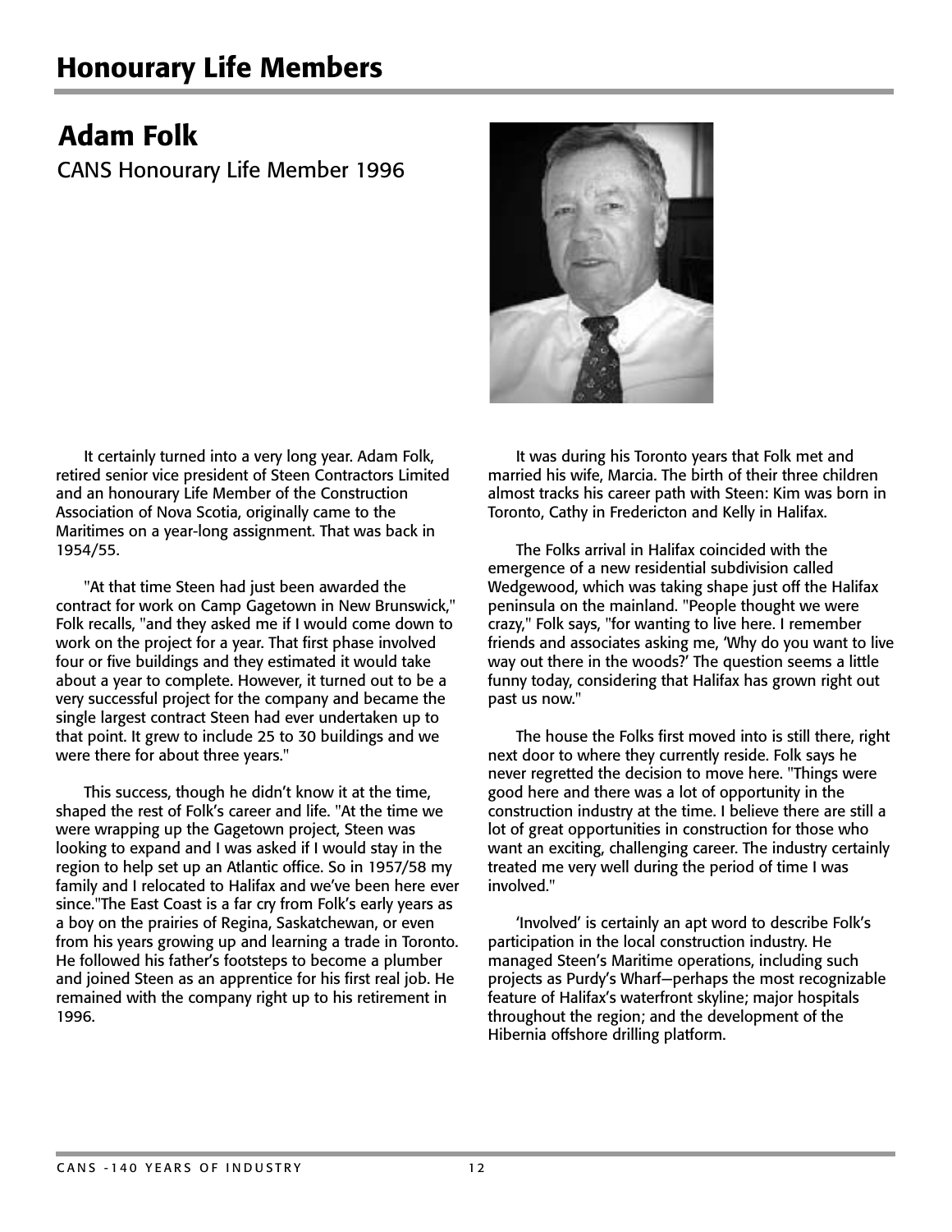# Honourary Life Members

## Adam Folk

CANS Honourary Life Member 1996

It certainly turned into a very long year. Adam Folk, retired senior vice president of Steen Contractors Limited and an honourary Life Member of the Construction Association of Nova Scotia, originally came to the Maritimes on a year-long assignment. That was back in 1954/55.

"At that time Steen had just been awarded the contract for work on Camp Gagetown in New Brunswick," Folk recalls, "and they asked me if I would come down to work on the project for a year. That first phase involved four or five buildings and they estimated it would take about a year to complete. However, it turned out to be a very successful project for the company and became the single largest contract Steen had ever undertaken up to that point. It grew to include 25 to 30 buildings and we were there for about three years."

This success, though he didn't know it at the time, shaped the rest of Folk's career and life. "At the time we were wrapping up the Gagetown project, Steen was looking to expand and I was asked if I would stay in the region to help set up an Atlantic office. So in 1957/58 my family and I relocated to Halifax and we've been here ever since."The East Coast is a far cry from Folk's early years as a boy on the prairies of Regina, Saskatchewan, or even from his years growing up and learning a trade in Toronto. He followed his father's footsteps to become a plumber and joined Steen as an apprentice for his first real job. He remained with the company right up to his retirement in 1996.

It was during his Toronto years that Folk met and married his wife, Marcia. The birth of their three children almost tracks his career path with Steen: Kim was born in Toronto, Cathy in Fredericton and Kelly in Halifax.

The Folks arrival in Halifax coincided with the emergence of a new residential subdivision called Wedgewood, which was taking shape just off the Halifax peninsula on the mainland. "People thought we were crazy," Folk says, "for wanting to live here. I remember friends and associates asking me, 'Why do you want to live way out there in the woods?' The question seems a little funny today, considering that Halifax has grown right out past us now."

The house the Folks first moved into is still there, right next door to where they currently reside. Folk says he never regretted the decision to move here. "Things were good here and there was a lot of opportunity in the construction industry at the time. I believe there are still a lot of great opportunities in construction for those who want an exciting, challenging career. The industry certainly treated me very well during the period of time I was involved."

'Involved' is certainly an apt word to describe Folk's participation in the local construction industry. He managed Steen's Maritime operations, including such projects as Purdy's Wharf—perhaps the most recognizable feature of Halifax's waterfront skyline; major hospitals throughout the region; and the development of the Hibernia offshore drilling platform.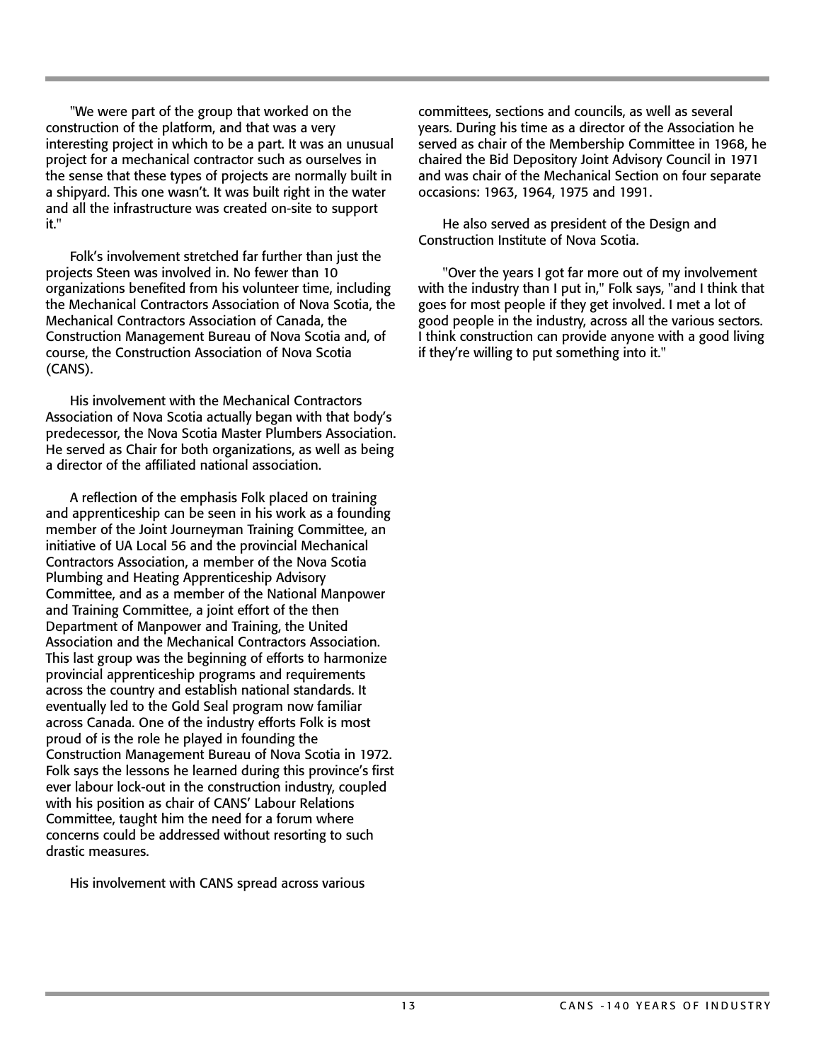"We were part of the group that worked on the construction of the platform, and that was a very interesting project in which to be a part. It was an unusual project for a mechanical contractor such as ourselves in the sense that these types of projects are normally built in a shipyard. This one wasn't. It was built right in the water and all the infrastructure was created on-site to support it."

Folk's involvement stretched far further than just the projects Steen was involved in. No fewer than 10 organizations benefited from his volunteer time, including the Mechanical Contractors Association of Nova Scotia, the Mechanical Contractors Association of Canada, the Construction Management Bureau of Nova Scotia and, of course, the Construction Association of Nova Scotia (CANS).

His involvement with the Mechanical Contractors Association of Nova Scotia actually began with that body's predecessor, the Nova Scotia Master Plumbers Association. He served as Chair for both organizations, as well as being a director of the affiliated national association.

A reflection of the emphasis Folk placed on training and apprenticeship can be seen in his work as a founding member of the Joint Journeyman Training Committee, an initiative of UA Local 56 and the provincial Mechanical Contractors Association, a member of the Nova Scotia Plumbing and Heating Apprenticeship Advisory Committee, and as a member of the National Manpower and Training Committee, a joint effort of the then Department of Manpower and Training, the United Association and the Mechanical Contractors Association. This last group was the beginning of efforts to harmonize provincial apprenticeship programs and requirements across the country and establish national standards. It eventually led to the Gold Seal program now familiar across Canada. One of the industry efforts Folk is most proud of is the role he played in founding the Construction Management Bureau of Nova Scotia in 1972. Folk says the lessons he learned during this province's first ever labour lock-out in the construction industry, coupled with his position as chair of CANS' Labour Relations Committee, taught him the need for a forum where concerns could be addressed without resorting to such drastic measures.

His involvement with CANS spread across various committees, sections and councils, as well as several years. During his time as a director of the Association he served as chair of the Membership Committee in 1968, he chaired the Bid Depository Joint Advisory Council in 1971 and was chair of the Mechanical Section on four separate occasions: 1963, 1964, 1975 and 1991.

He also served as president of the Design and Construction Institute of Nova Scotia.

"Over the years I got far more out of my involvement with the industry than I put in," Folk says, "and I think that goes for most people if they get involved. I met a lot of good people in the industry, across all the various sectors. I think construction can provide anyone with a good living if they're willing to put something into it."